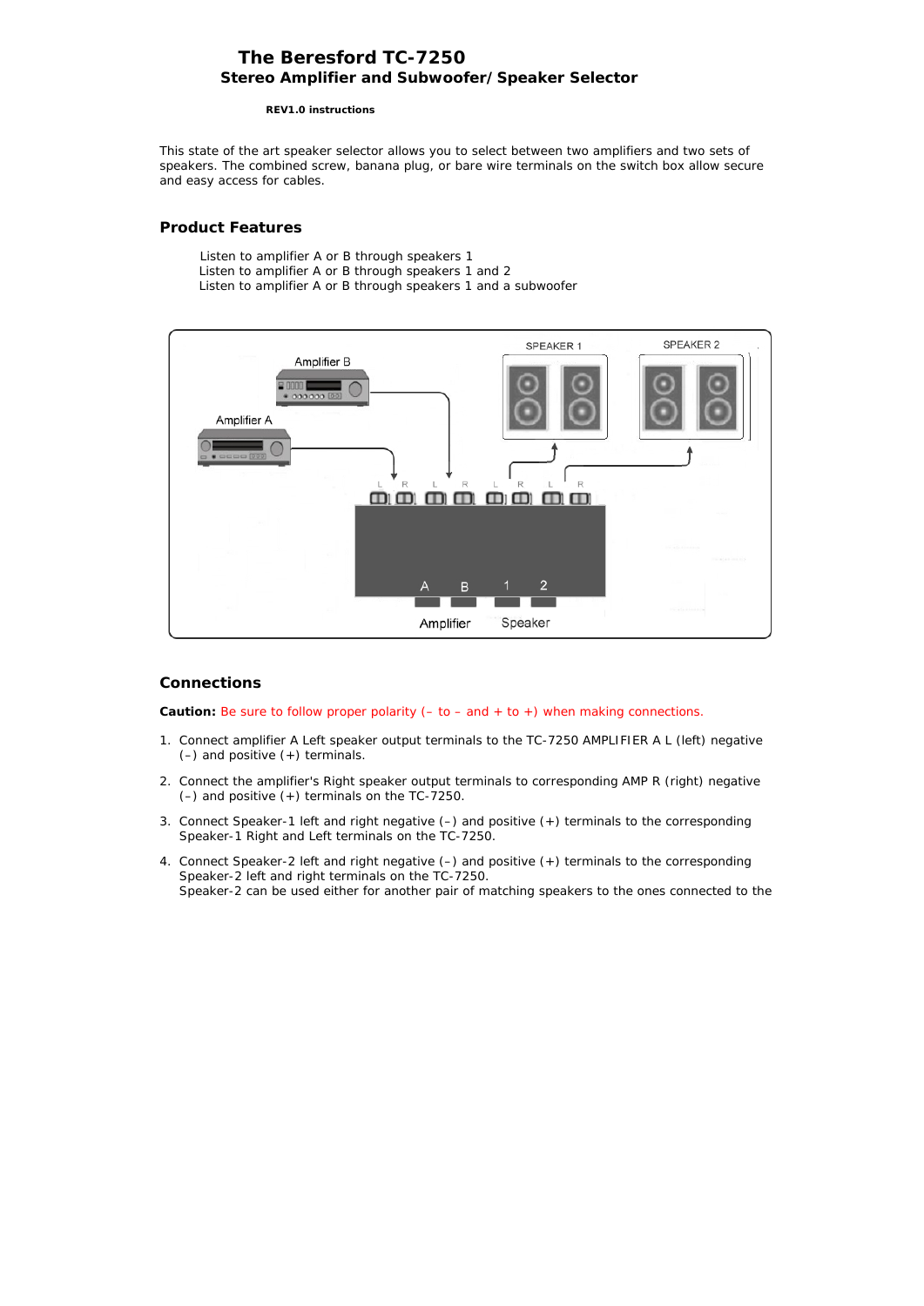# The Beresford TC-7250

## Stereo Amplifier and Subwoofer/Speaker Selector

**REV1.0 instructions**

This state of the art speaker selector allows you to select between two amplifiers and two sets of speakers. The combined screw, banana plug, or bare wire terminals on the switch box allow secure and easy access for cables.

### Product Features

Listen to amplifier A or B through speakers 1
Listen to amplifier A or B through speakers 1 and 2
Listen to amplifier A or B through speakers 1 and a subwoofer

### Connections

**Caution:** Be sure to follow proper polarity (– to – and + to +) when making connections.

1. Connect amplifier A Left speaker output terminals to the TC-7250 AMPLIFIER A L (left) negative (–) and positive (+) terminals.
2. Connect the amplifier's Right speaker output terminals to corresponding AMP R (right) negative (–) and positive (+) terminals on the TC-7250.
3. Connect Speaker-1 left and right negative (–) and positive (+) terminals to the corresponding Speaker-1 Right and Left terminals on the TC-7250.
4. Connect Speaker-2 left and right negative (–) and positive (+) terminals to the corresponding Speaker-2 left and right terminals on the TC-7250.
   Speaker-2 can be used either for another pair of matching speakers to the ones connected to the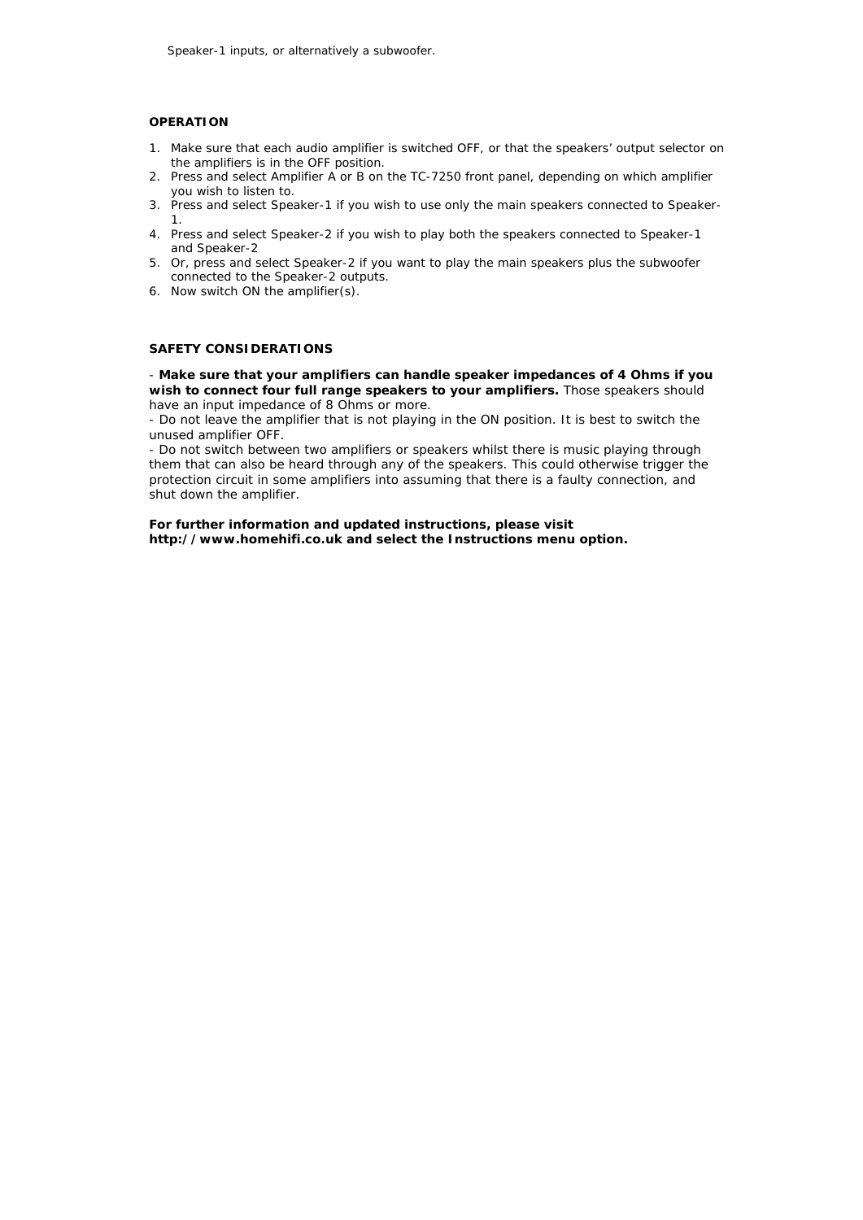Speaker-1 inputs, or alternatively a subwoofer.

**OPERATION**

1. Make sure that each audio amplifier is switched OFF, or that the speakers' output selector on the amplifiers is in the OFF position.
2. Press and select Amplifier A or B on the TC-7250 front panel, depending on which amplifier you wish to listen to.
3. Press and select Speaker-1 if you wish to use only the main speakers connected to Speaker-1.
4. Press and select Speaker-2 if you wish to play both the speakers connected to Speaker-1 and Speaker-2
5. Or, press and select Speaker-2 if you want to play the main speakers plus the subwoofer connected to the Speaker-2 outputs.
6. Now switch ON the amplifier(s).

**SAFETY CONSIDERATIONS**

- **Make sure that your amplifiers can handle speaker impedances of 4 Ohms if you wish to connect four full range speakers to your amplifiers.** Those speakers should have an input impedance of 8 Ohms or more.
- Do not leave the amplifier that is not playing in the ON position. It is best to switch the unused amplifier OFF.
- Do not switch between two amplifiers or speakers whilst there is music playing through them that can also be heard through any of the speakers. This could otherwise trigger the protection circuit in some amplifiers into assuming that there is a faulty connection, and shut down the amplifier.

**For further information and updated instructions, please visit http://www.homehifi.co.uk and select the Instructions menu option.**